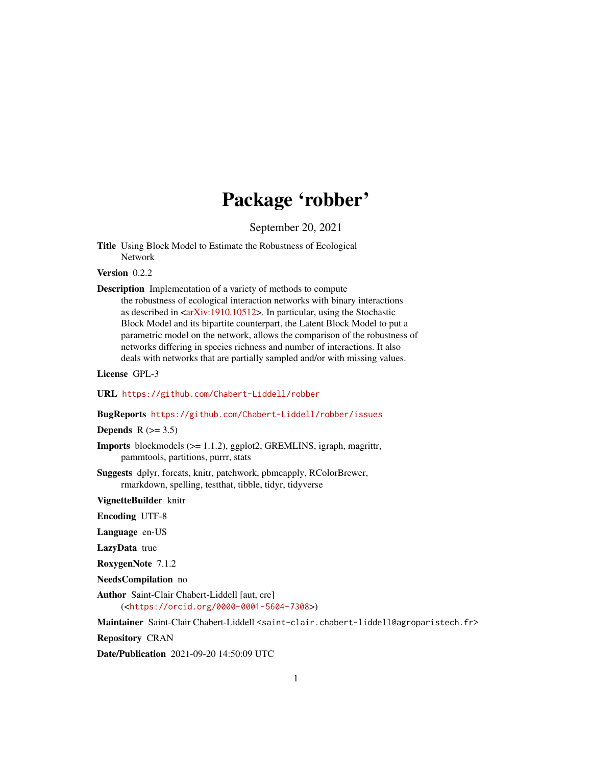# Package 'robber'

September 20, 2021

**Title** Using Block Model to Estimate the Robustness of Ecological Network

**Version** 0.2.2

**Description** Implementation of a variety of methods to compute the robustness of ecological interaction networks with binary interactions as described in <arXiv:1910.10512>. In particular, using the Stochastic Block Model and its bipartite counterpart, the Latent Block Model to put a parametric model on the network, allows the comparison of the robustness of networks differing in species richness and number of interactions. It also deals with networks that are partially sampled and/or with missing values.

**License** GPL-3

**URL** https://github.com/Chabert-Liddell/robber

**BugReports** https://github.com/Chabert-Liddell/robber/issues

**Depends** R (>= 3.5)

**Imports** blockmodels (>= 1.1.2), ggplot2, GREMLINS, igraph, magrittr, pammtools, partitions, purrr, stats

**Suggests** dplyr, forcats, knitr, patchwork, pbmcapply, RColorBrewer, rmarkdown, spelling, testthat, tibble, tidyr, tidyverse

**VignetteBuilder** knitr

**Encoding** UTF-8

**Language** en-US

**LazyData** true

**RoxygenNote** 7.1.2

**NeedsCompilation** no

**Author** Saint-Clair Chabert-Liddell [aut, cre] (<https://orcid.org/0000-0001-5604-7308>)

**Maintainer** Saint-Clair Chabert-Liddell <saint-clair.chabert-liddell@agroparistech.fr>

**Repository** CRAN

**Date/Publication** 2021-09-20 14:50:09 UTC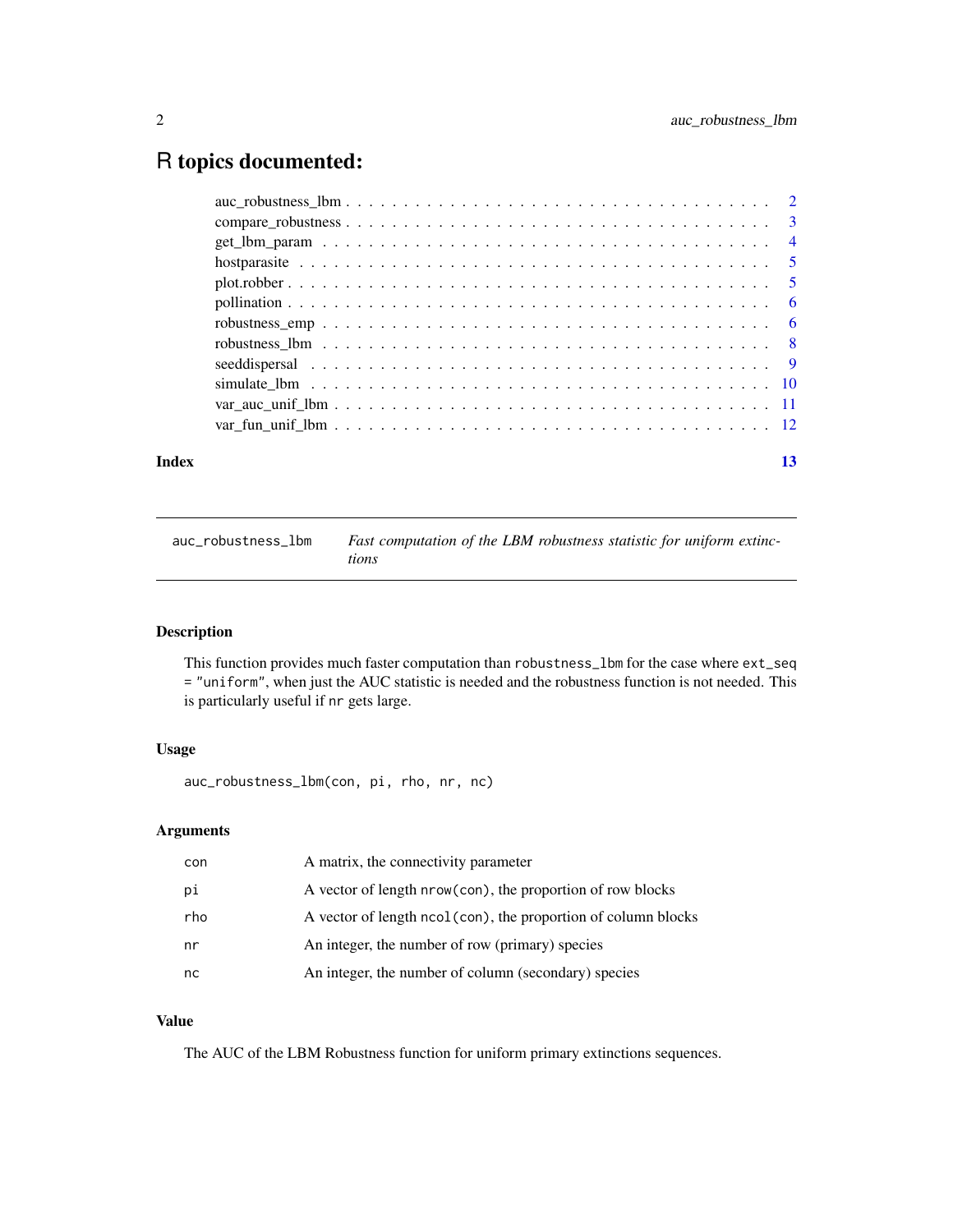# R topics documented:

auc_robustness_lbm . . . . . . . . . . . . . . . . . . . . . . . . . . . . . . . . . . . . 2
compare_robustness . . . . . . . . . . . . . . . . . . . . . . . . . . . . . . . . . . . . 3
get_lbm_param . . . . . . . . . . . . . . . . . . . . . . . . . . . . . . . . . . . . . . 4
hostparasite . . . . . . . . . . . . . . . . . . . . . . . . . . . . . . . . . . . . . . . 5
plot.robber . . . . . . . . . . . . . . . . . . . . . . . . . . . . . . . . . . . . . . . . 5
pollination . . . . . . . . . . . . . . . . . . . . . . . . . . . . . . . . . . . . . . . . 6
robustness_emp . . . . . . . . . . . . . . . . . . . . . . . . . . . . . . . . . . . . . 6
robustness_lbm . . . . . . . . . . . . . . . . . . . . . . . . . . . . . . . . . . . . . 8
seeddispersal . . . . . . . . . . . . . . . . . . . . . . . . . . . . . . . . . . . . . . 9
simulate_lbm . . . . . . . . . . . . . . . . . . . . . . . . . . . . . . . . . . . . . . 10
var_auc_unif_lbm . . . . . . . . . . . . . . . . . . . . . . . . . . . . . . . . . . . . 11
var_fun_unif_lbm . . . . . . . . . . . . . . . . . . . . . . . . . . . . . . . . . . . . 12

**Index** **13**

---

`auc_robustness_lbm` *Fast computation of the LBM robustness statistic for uniform extinctions*

---

### Description

This function provides much faster computation than `robustness_lbm` for the case where `ext_seq = "uniform"`, when just the AUC statistic is needed and the robustness function is not needed. This is particularly useful if `nr` gets large.

### Usage

```
auc_robustness_lbm(con, pi, rho, nr, nc)
```

### Arguments

| | |
|---|---|
| `con` | A matrix, the connectivity parameter |
| `pi` | A vector of length `nrow(con)`, the proportion of row blocks |
| `rho` | A vector of length `ncol(con)`, the proportion of column blocks |
| `nr` | An integer, the number of row (primary) species |
| `nc` | An integer, the number of column (secondary) species |

### Value

The AUC of the LBM Robustness function for uniform primary extinctions sequences.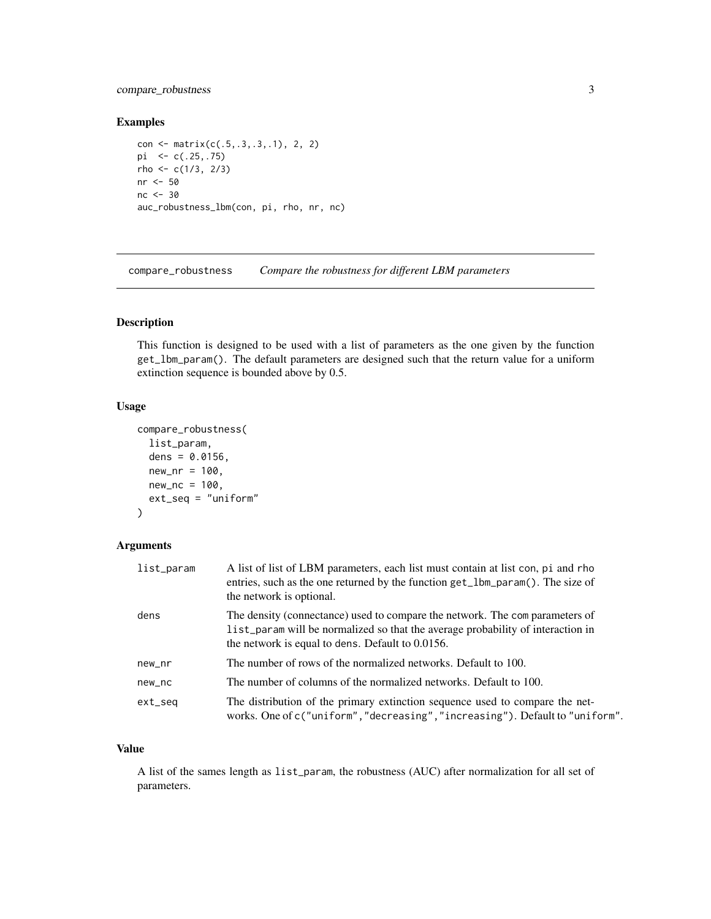### Examples

```
con <- matrix(c(.5,.3,.3,.1), 2, 2)
pi  <- c(.25,.75)
rho <- c(1/3, 2/3)
nr <- 50
nc <- 30
auc_robustness_lbm(con, pi, rho, nr, nc)
```

---

## compare_robustness — *Compare the robustness for different LBM parameters*

### Description

This function is designed to be used with a list of parameters as the one given by the function `get_lbm_param()`. The default parameters are designed such that the return value for a uniform extinction sequence is bounded above by 0.5.

### Usage

```
compare_robustness(
  list_param,
  dens = 0.0156,
  new_nr = 100,
  new_nc = 100,
  ext_seq = "uniform"
)
```

### Arguments

| Argument | Description |
|---|---|
| `list_param` | A list of list of LBM parameters, each list must contain at list `con`, `pi` and `rho` entries, such as the one returned by the function `get_lbm_param()`. The size of the network is optional. |
| `dens` | The density (connectance) used to compare the network. The `com` parameters of `list_param` will be normalized so that the average probability of interaction in the network is equal to `dens`. Default to 0.0156. |
| `new_nr` | The number of rows of the normalized networks. Default to 100. |
| `new_nc` | The number of columns of the normalized networks. Default to 100. |
| `ext_seq` | The distribution of the primary extinction sequence used to compare the networks. One of `c("uniform","decreasing","increasing")`. Default to `"uniform"`. |

### Value

A list of the sames length as `list_param`, the robustness (AUC) after normalization for all set of parameters.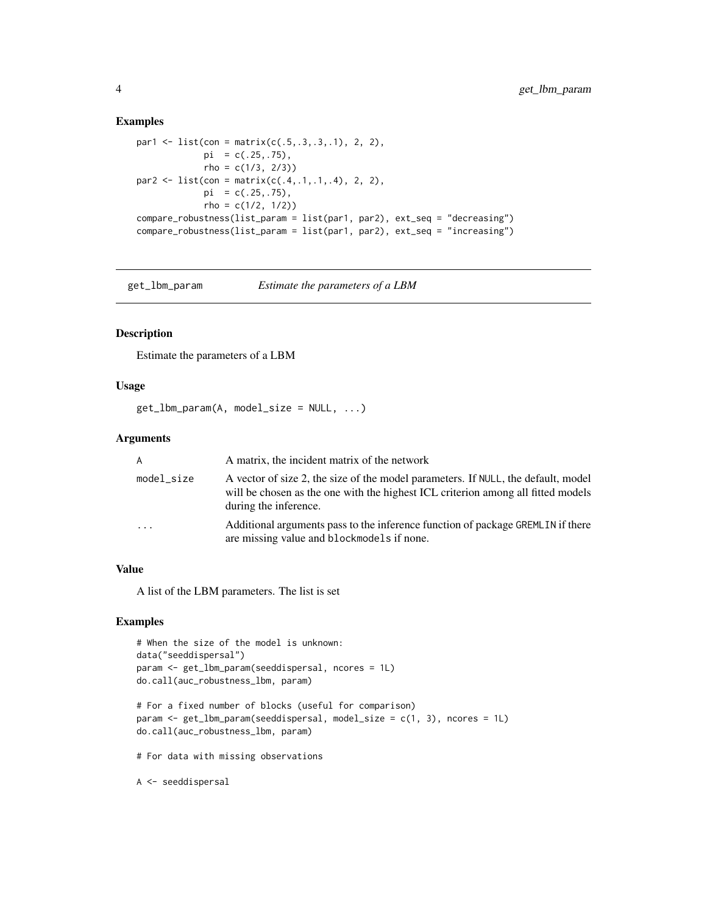### Examples

```
par1 <- list(con = matrix(c(.5,.3,.3,.1), 2, 2),
             pi  = c(.25,.75),
             rho = c(1/3, 2/3))
par2 <- list(con = matrix(c(.4,.1,.1,.4), 2, 2),
             pi  = c(.25,.75),
             rho = c(1/2, 1/2))
compare_robustness(list_param = list(par1, par2), ext_seq = "decreasing")
compare_robustness(list_param = list(par1, par2), ext_seq = "increasing")
```

---

## get_lbm_param — *Estimate the parameters of a LBM*

### Description

Estimate the parameters of a LBM

### Usage

```
get_lbm_param(A, model_size = NULL, ...)
```

### Arguments

| | |
|---|---|
| A | A matrix, the incident matrix of the network |
| model_size | A vector of size 2, the size of the model parameters. If NULL, the default, model will be chosen as the one with the highest ICL criterion among all fitted models during the inference. |
| ... | Additional arguments pass to the inference function of package GREMLIN if there are missing value and blockmodels if none. |

### Value

A list of the LBM parameters. The list is set

### Examples

```
# When the size of the model is unknown:
data("seeddispersal")
param <- get_lbm_param(seeddispersal, ncores = 1L)
do.call(auc_robustness_lbm, param)

# For a fixed number of blocks (useful for comparison)
param <- get_lbm_param(seeddispersal, model_size = c(1, 3), ncores = 1L)
do.call(auc_robustness_lbm, param)

# For data with missing observations

A <- seeddispersal
```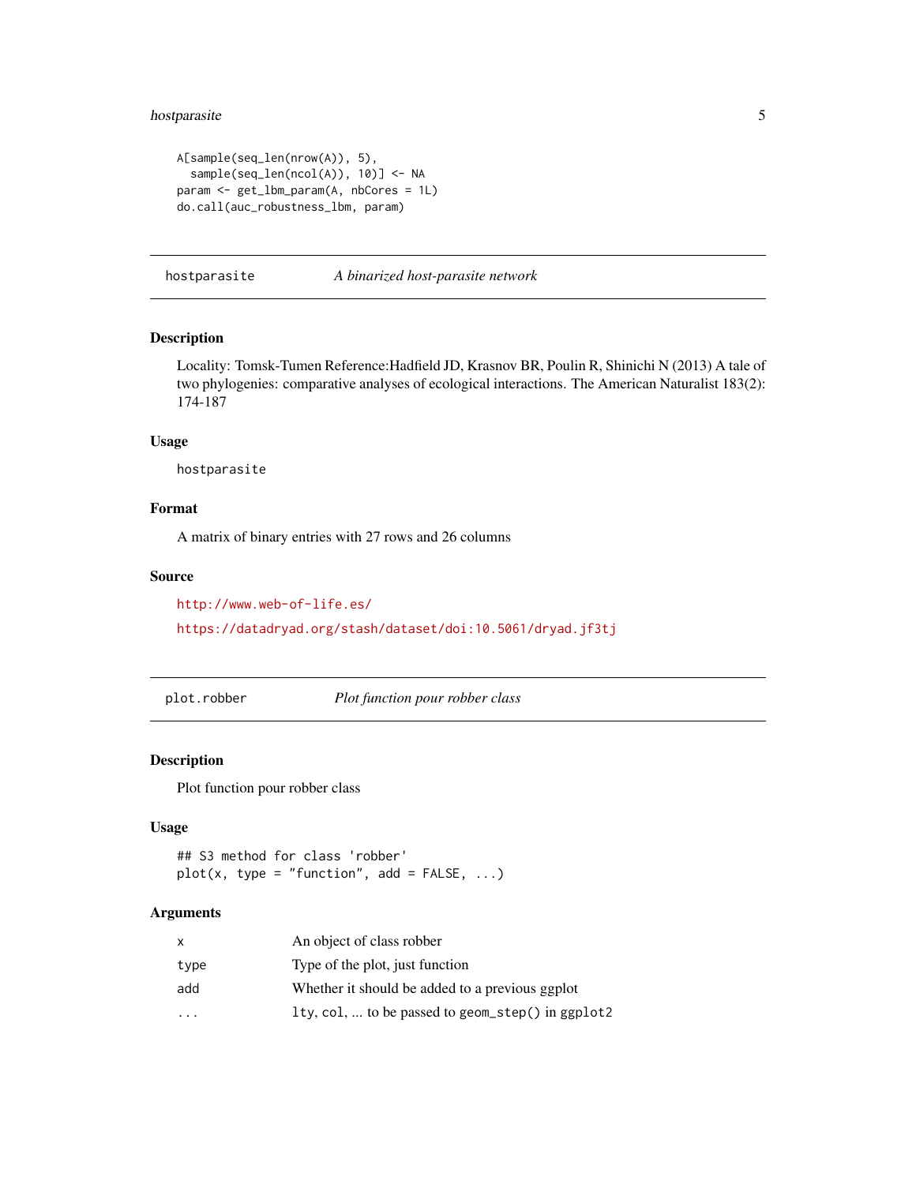```
A[sample(seq_len(nrow(A)), 5),
  sample(seq_len(ncol(A)), 10)] <- NA
param <- get_lbm_param(A, nbCores = 1L)
do.call(auc_robustness_lbm, param)
```

## hostparasite — *A binarized host-parasite network*

### Description

Locality: Tomsk-Tumen Reference:Hadfield JD, Krasnov BR, Poulin R, Shinichi N (2013) A tale of two phylogenies: comparative analyses of ecological interactions. The American Naturalist 183(2): 174-187

### Usage

```
hostparasite
```

### Format

A matrix of binary entries with 27 rows and 26 columns

### Source

http://www.web-of-life.es/

https://datadryad.org/stash/dataset/doi:10.5061/dryad.jf3tj

## plot.robber — *Plot function pour robber class*

### Description

Plot function pour robber class

### Usage

```
## S3 method for class 'robber'
plot(x, type = "function", add = FALSE, ...)
```

### Arguments

| | |
|---|---|
| x | An object of class robber |
| type | Type of the plot, just function |
| add | Whether it should be added to a previous ggplot |
| ... | lty, col, ... to be passed to geom_step() in ggplot2 |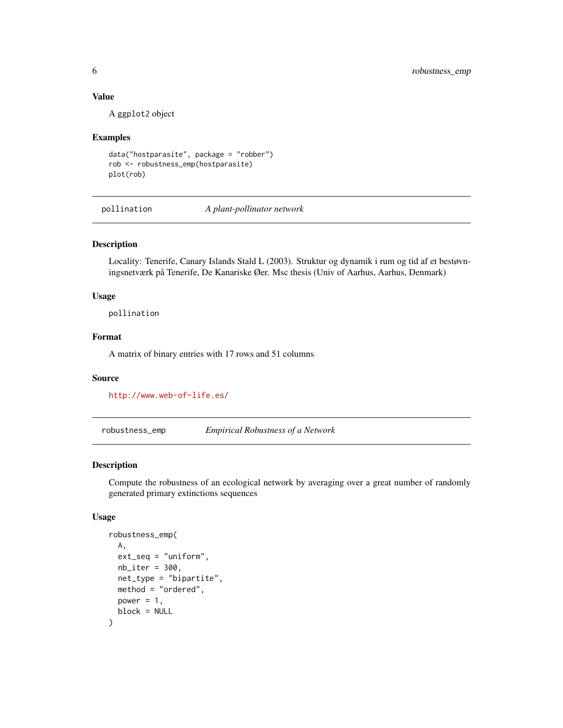### Value

A ggplot2 object

### Examples

```
data("hostparasite", package = "robber")
rob <- robustness_emp(hostparasite)
plot(rob)
```

---

## pollination — *A plant-pollinator network*

---

### Description

Locality: Tenerife, Canary Islands Stald L (2003). Struktur og dynamik i rum og tid af et bestøvningsnetværk på Tenerife, De Kanariske Øer. Msc thesis (Univ of Aarhus, Aarhus, Denmark)

### Usage

```
pollination
```

### Format

A matrix of binary entries with 17 rows and 51 columns

### Source

http://www.web-of-life.es/

---

## robustness_emp — *Empirical Robustness of a Network*

---

### Description

Compute the robustness of an ecological network by averaging over a great number of randomly generated primary extinctions sequences

### Usage

```
robustness_emp(
  A,
  ext_seq = "uniform",
  nb_iter = 300,
  net_type = "bipartite",
  method = "ordered",
  power = 1,
  block = NULL
)
```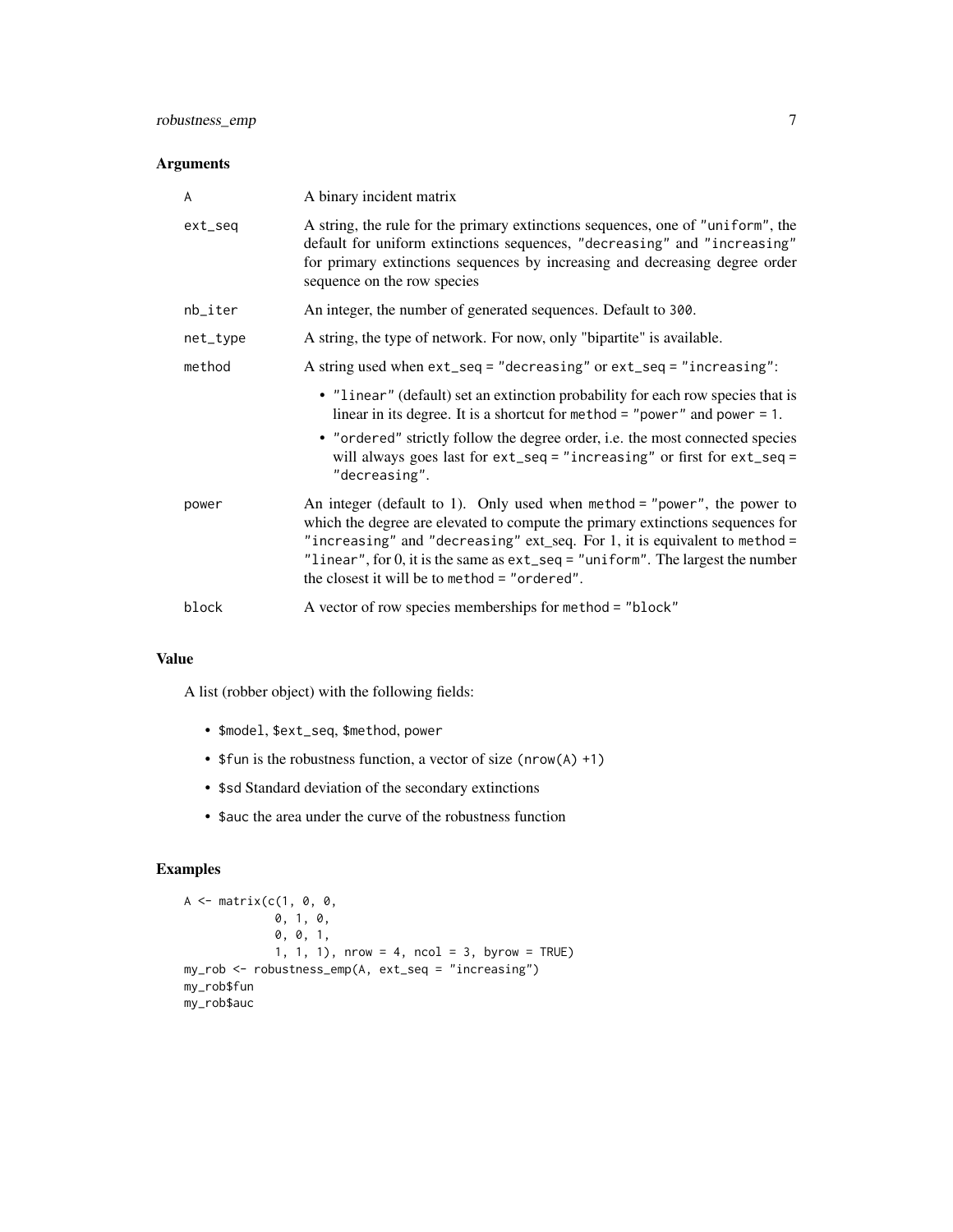## Arguments

| | |
|---|---|
| A | A binary incident matrix |
| ext_seq | A string, the rule for the primary extinctions sequences, one of "uniform", the default for uniform extinctions sequences, "decreasing" and "increasing" for primary extinctions sequences by increasing and decreasing degree order sequence on the row species |
| nb_iter | An integer, the number of generated sequences. Default to 300. |
| net_type | A string, the type of network. For now, only "bipartite" is available. |
| method | A string used when ext_seq = "decreasing" or ext_seq = "increasing": <br>• "linear" (default) set an extinction probability for each row species that is linear in its degree. It is a shortcut for method = "power" and power = 1. <br>• "ordered" strictly follow the degree order, i.e. the most connected species will always goes last for ext_seq = "increasing" or first for ext_seq = "decreasing". |
| power | An integer (default to 1). Only used when method = "power", the power to which the degree are elevated to compute the primary extinctions sequences for "increasing" and "decreasing" ext_seq. For 1, it is equivalent to method = "linear", for 0, it is the same as ext_seq = "uniform". The largest the number the closest it will be to method = "ordered". |
| block | A vector of row species memberships for method = "block" |

## Value

A list (robber object) with the following fields:

- $model, $ext_seq, $method, power
- $fun is the robustness function, a vector of size (nrow(A) +1)
- $sd Standard deviation of the secondary extinctions
- $auc the area under the curve of the robustness function

## Examples

```
A <- matrix(c(1, 0, 0,
             0, 1, 0,
             0, 0, 1,
             1, 1, 1), nrow = 4, ncol = 3, byrow = TRUE)
my_rob <- robustness_emp(A, ext_seq = "increasing")
my_rob$fun
my_rob$auc
```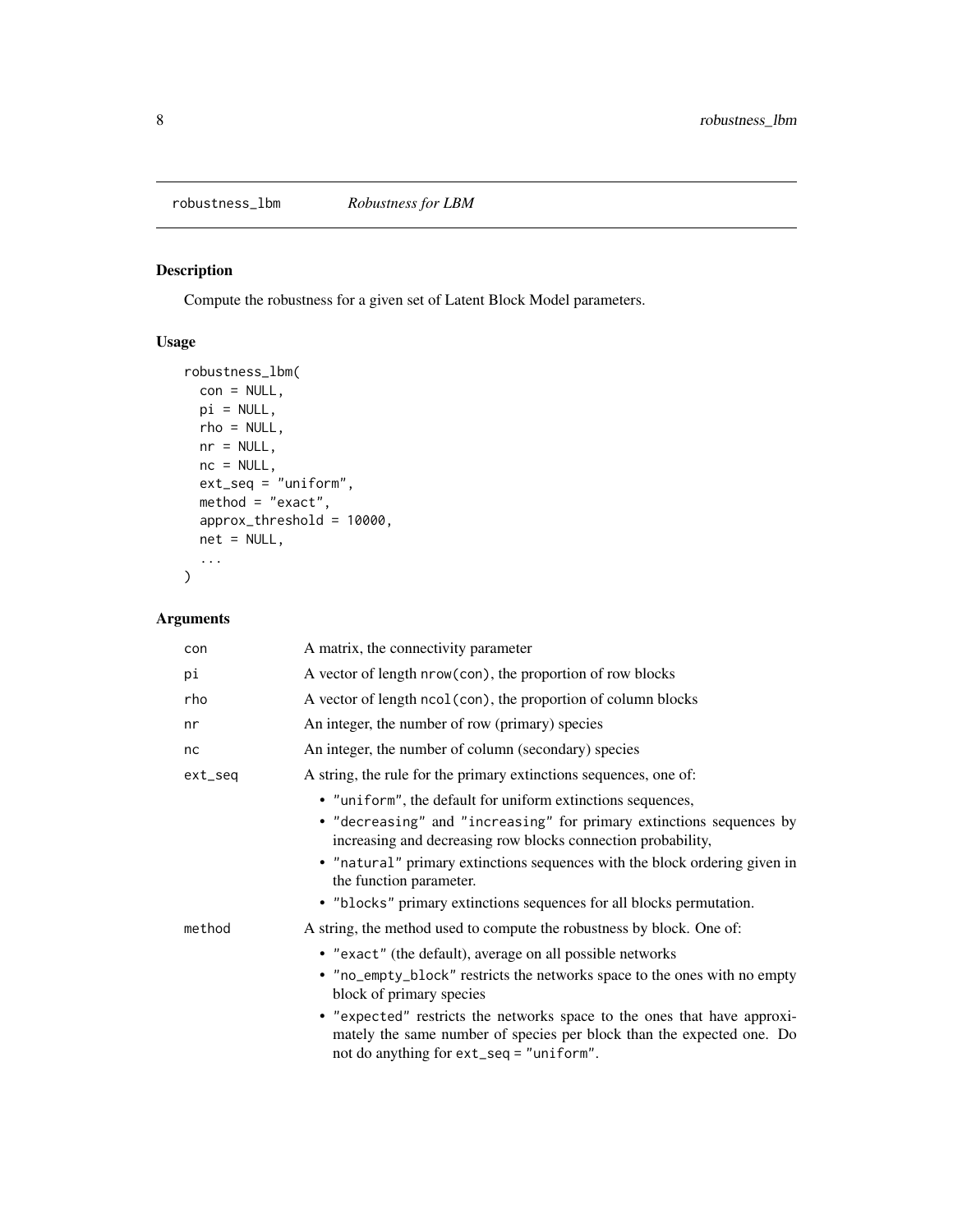robustness_lbm *Robustness for LBM*

## Description

Compute the robustness for a given set of Latent Block Model parameters.

## Usage

```
robustness_lbm(
  con = NULL,
  pi = NULL,
  rho = NULL,
  nr = NULL,
  nc = NULL,
  ext_seq = "uniform",
  method = "exact",
  approx_threshold = 10000,
  net = NULL,
  ...
)
```

## Arguments

| | |
|---|---|
| con | A matrix, the connectivity parameter |
| pi | A vector of length nrow(con), the proportion of row blocks |
| rho | A vector of length ncol(con), the proportion of column blocks |
| nr | An integer, the number of row (primary) species |
| nc | An integer, the number of column (secondary) species |
| ext_seq | A string, the rule for the primary extinctions sequences, one of: <br>• "uniform", the default for uniform extinctions sequences, <br>• "decreasing" and "increasing" for primary extinctions sequences by increasing and decreasing row blocks connection probability, <br>• "natural" primary extinctions sequences with the block ordering given in the function parameter. <br>• "blocks" primary extinctions sequences for all blocks permutation. |
| method | A string, the method used to compute the robustness by block. One of: <br>• "exact" (the default), average on all possible networks <br>• "no_empty_block" restricts the networks space to the ones with no empty block of primary species <br>• "expected" restricts the networks space to the ones that have approximately the same number of species per block than the expected one. Do not do anything for ext_seq = "uniform". |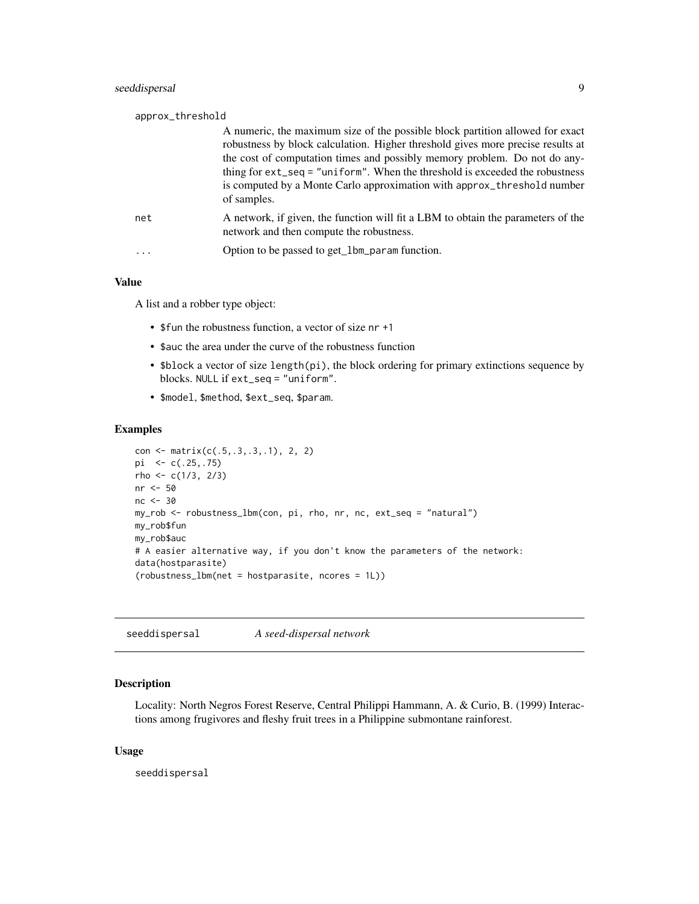approx_threshold

A numeric, the maximum size of the possible block partition allowed for exact robustness by block calculation. Higher threshold gives more precise results at the cost of computation times and possibly memory problem. Do not do anything for `ext_seq = "uniform"`. When the threshold is exceeded the robustness is computed by a Monte Carlo approximation with `approx_threshold` number of samples.

net

A network, if given, the function will fit a LBM to obtain the parameters of the network and then compute the robustness.

...

Option to be passed to `get_lbm_param` function.

### Value

A list and a robber type object:

- `$fun` the robustness function, a vector of size `nr +1`
- `$auc` the area under the curve of the robustness function
- `$block` a vector of size `length(pi)`, the block ordering for primary extinctions sequence by blocks. `NULL` if `ext_seq = "uniform"`.
- `$model`, `$method`, `$ext_seq`, `$param`.

### Examples

```
con <- matrix(c(.5,.3,.3,.1), 2, 2)
pi  <- c(.25,.75)
rho <- c(1/3, 2/3)
nr <- 50
nc <- 30
my_rob <- robustness_lbm(con, pi, rho, nr, nc, ext_seq = "natural")
my_rob$fun
my_rob$auc
# A easier alternative way, if you don't know the parameters of the network:
data(hostparasite)
(robustness_lbm(net = hostparasite, ncores = 1L))
```

---

## seeddispersal *A seed-dispersal network*

### Description

Locality: North Negros Forest Reserve, Central Philippi Hammann, A. & Curio, B. (1999) Interactions among frugivores and fleshy fruit trees in a Philippine submontane rainforest.

### Usage

```
seeddispersal
```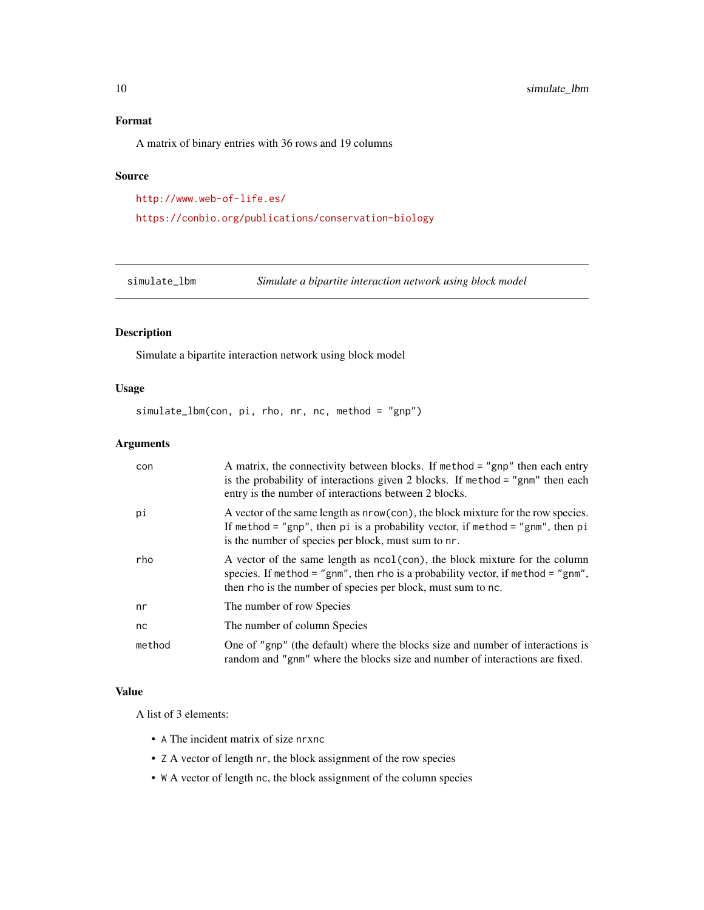### Format

A matrix of binary entries with 36 rows and 19 columns

### Source

http://www.web-of-life.es/

https://conbio.org/publications/conservation-biology

---

## simulate_lbm — *Simulate a bipartite interaction network using block model*

### Description

Simulate a bipartite interaction network using block model

### Usage

```
simulate_lbm(con, pi, rho, nr, nc, method = "gnp")
```

### Arguments

| | |
|---|---|
| `con` | A matrix, the connectivity between blocks. If `method = "gnp"` then each entry is the probability of interactions given 2 blocks. If `method = "gnm"` then each entry is the number of interactions between 2 blocks. |
| `pi` | A vector of the same length as `nrow(con)`, the block mixture for the row species. If `method = "gnp"`, then `pi` is a probability vector, if `method = "gnm"`, then `pi` is the number of species per block, must sum to `nr`. |
| `rho` | A vector of the same length as `ncol(con)`, the block mixture for the column species. If `method = "gnm"`, then `rho` is a probability vector, if `method = "gnm"`, then `rho` is the number of species per block, must sum to `nc`. |
| `nr` | The number of row Species |
| `nc` | The number of column Species |
| `method` | One of `"gnp"` (the default) where the blocks size and number of interactions is random and `"gnm"` where the blocks size and number of interactions are fixed. |

### Value

A list of 3 elements:

- `A` The incident matrix of size `nrxnc`
- `Z` A vector of length `nr`, the block assignment of the row species
- `W` A vector of length `nc`, the block assignment of the column species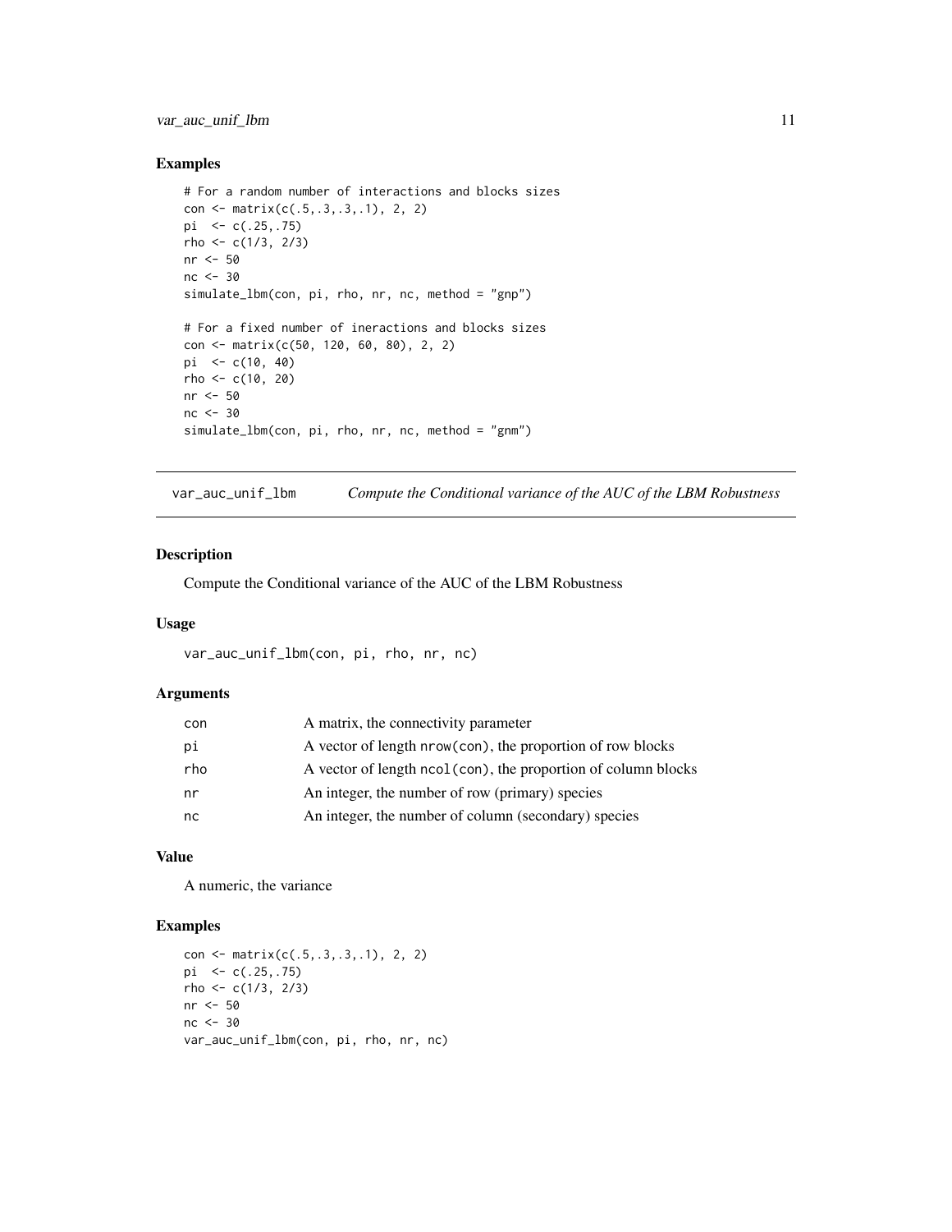## Examples

```
# For a random number of interactions and blocks sizes
con <- matrix(c(.5,.3,.3,.1), 2, 2)
pi  <- c(.25,.75)
rho <- c(1/3, 2/3)
nr <- 50
nc <- 30
simulate_lbm(con, pi, rho, nr, nc, method = "gnp")

# For a fixed number of ineractions and blocks sizes
con <- matrix(c(50, 120, 60, 80), 2, 2)
pi  <- c(10, 40)
rho <- c(10, 20)
nr <- 50
nc <- 30
simulate_lbm(con, pi, rho, nr, nc, method = "gnm")
```

---

# var_auc_unif_lbm — *Compute the Conditional variance of the AUC of the LBM Robustness*

## Description

Compute the Conditional variance of the AUC of the LBM Robustness

## Usage

```
var_auc_unif_lbm(con, pi, rho, nr, nc)
```

## Arguments

| | |
|---|---|
| con | A matrix, the connectivity parameter |
| pi | A vector of length nrow(con), the proportion of row blocks |
| rho | A vector of length ncol(con), the proportion of column blocks |
| nr | An integer, the number of row (primary) species |
| nc | An integer, the number of column (secondary) species |

## Value

A numeric, the variance

## Examples

```
con <- matrix(c(.5,.3,.3,.1), 2, 2)
pi  <- c(.25,.75)
rho <- c(1/3, 2/3)
nr <- 50
nc <- 30
var_auc_unif_lbm(con, pi, rho, nr, nc)
```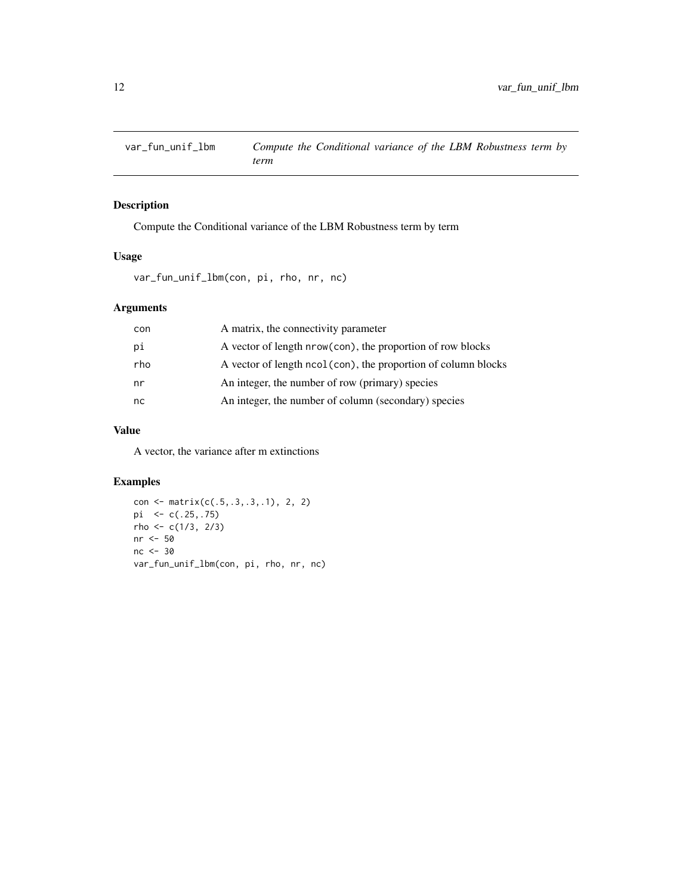## var_fun_unif_lbm — *Compute the Conditional variance of the LBM Robustness term by term*

### Description

Compute the Conditional variance of the LBM Robustness term by term

### Usage

```
var_fun_unif_lbm(con, pi, rho, nr, nc)
```

### Arguments

| | |
|---|---|
| con | A matrix, the connectivity parameter |
| pi | A vector of length nrow(con), the proportion of row blocks |
| rho | A vector of length ncol(con), the proportion of column blocks |
| nr | An integer, the number of row (primary) species |
| nc | An integer, the number of column (secondary) species |

### Value

A vector, the variance after m extinctions

### Examples

```
con <- matrix(c(.5,.3,.3,.1), 2, 2)
pi  <- c(.25,.75)
rho <- c(1/3, 2/3)
nr <- 50
nc <- 30
var_fun_unif_lbm(con, pi, rho, nr, nc)
```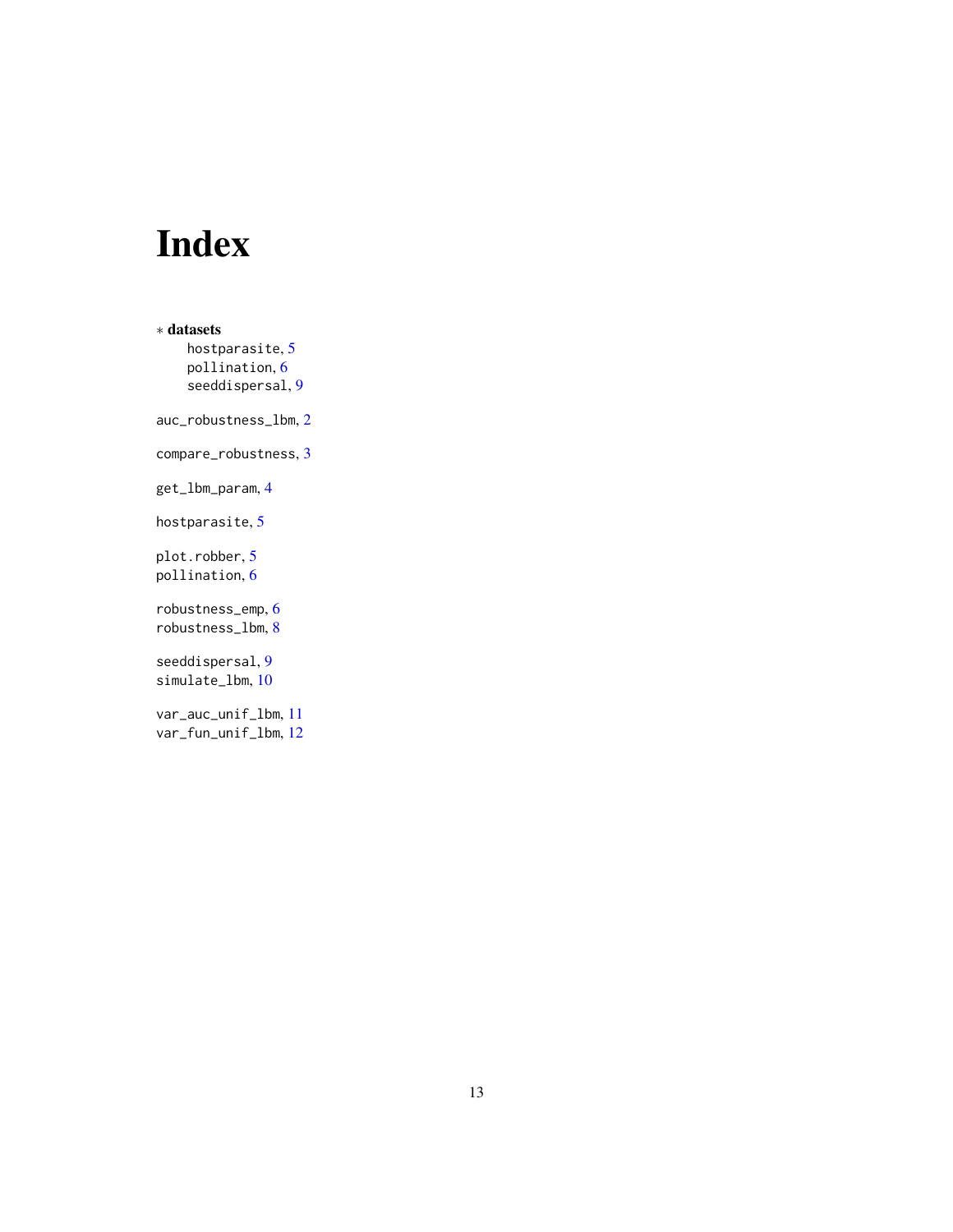# Index

∗ **datasets**
    hostparasite, 5
    pollination, 6
    seeddispersal, 9

auc_robustness_lbm, 2

compare_robustness, 3

get_lbm_param, 4

hostparasite, 5

plot.robber, 5
pollination, 6

robustness_emp, 6
robustness_lbm, 8

seeddispersal, 9
simulate_lbm, 10

var_auc_unif_lbm, 11
var_fun_unif_lbm, 12